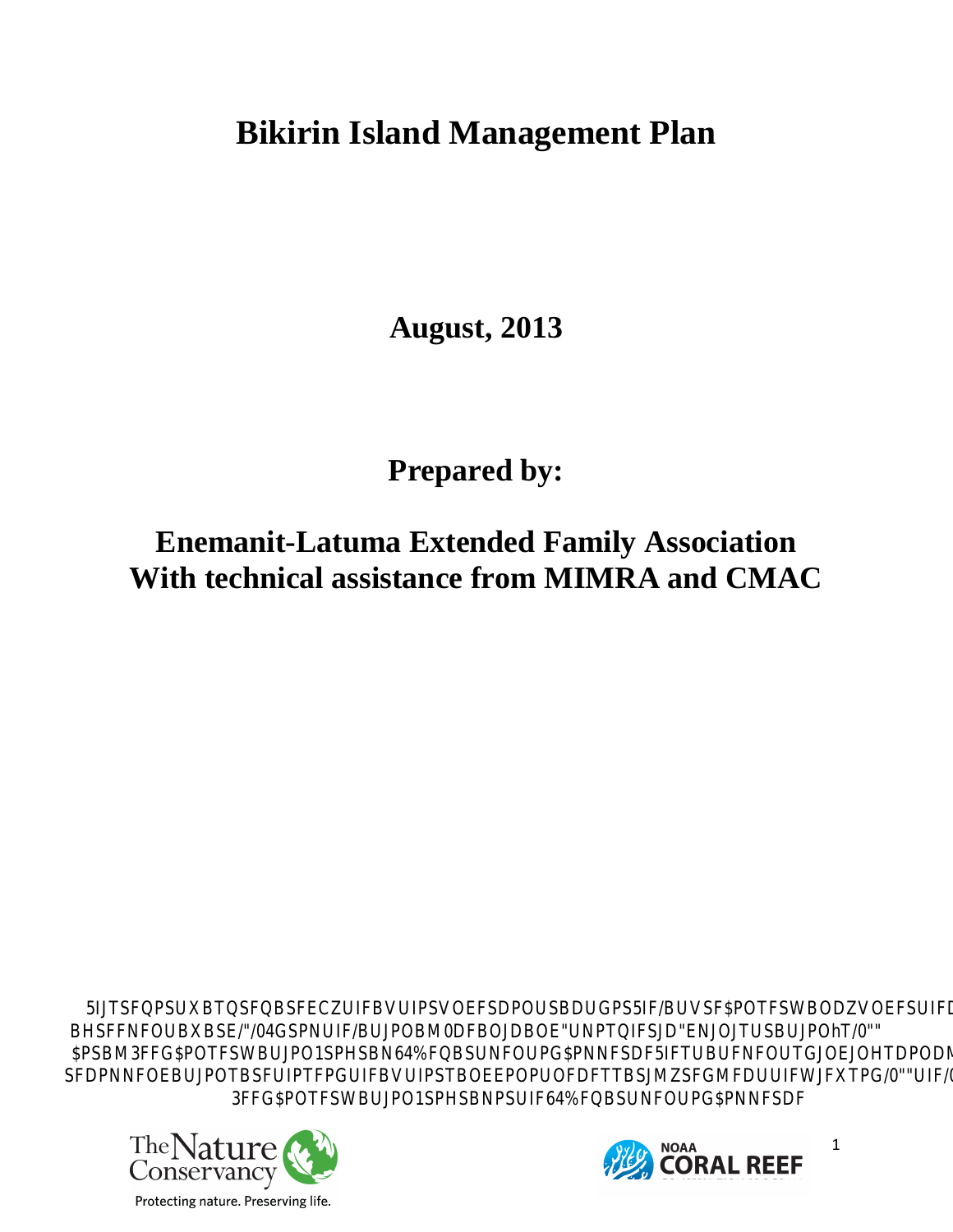# Bikirin Island Management Plan

**August, 2013**

**Prepared by:**

**Enemanit-Latuma Extended Family Association**
**With technical assistance from MIMRA and CMAC**

5IJTSFQPSUXBTQSFQBSFECZUIFBVUIPSVOEFSDPOUSBDUGPS5IF/BUVSF$POTFSWBODZVOEFSUIFD
BHSFFNFOUBXBSE/"/04GSPNUIF/BUJPOBM0DFBOJDBOE"UNPTQIFSJD"ENJOJTUSBUJPOhT/0""
$PSBM3FFG$POTFSWBUJPO1SPHSBN64%FQBSUNFOUPG$PNNFSDF5IFTUBUFNFOUTGJOEJOHTDPODM
SFDPNNFOEBUJPOTBSFUIPTFPGUIFBVUIPSTBOEEPOPUOFDFTTBSJMZSFGMFDUUIFWJFXTPG/0""UIF/(
3FFG$POTFSWBUJPO1SPHSBNPSUIF64%FQBSUNFOUPG$PNNFSDF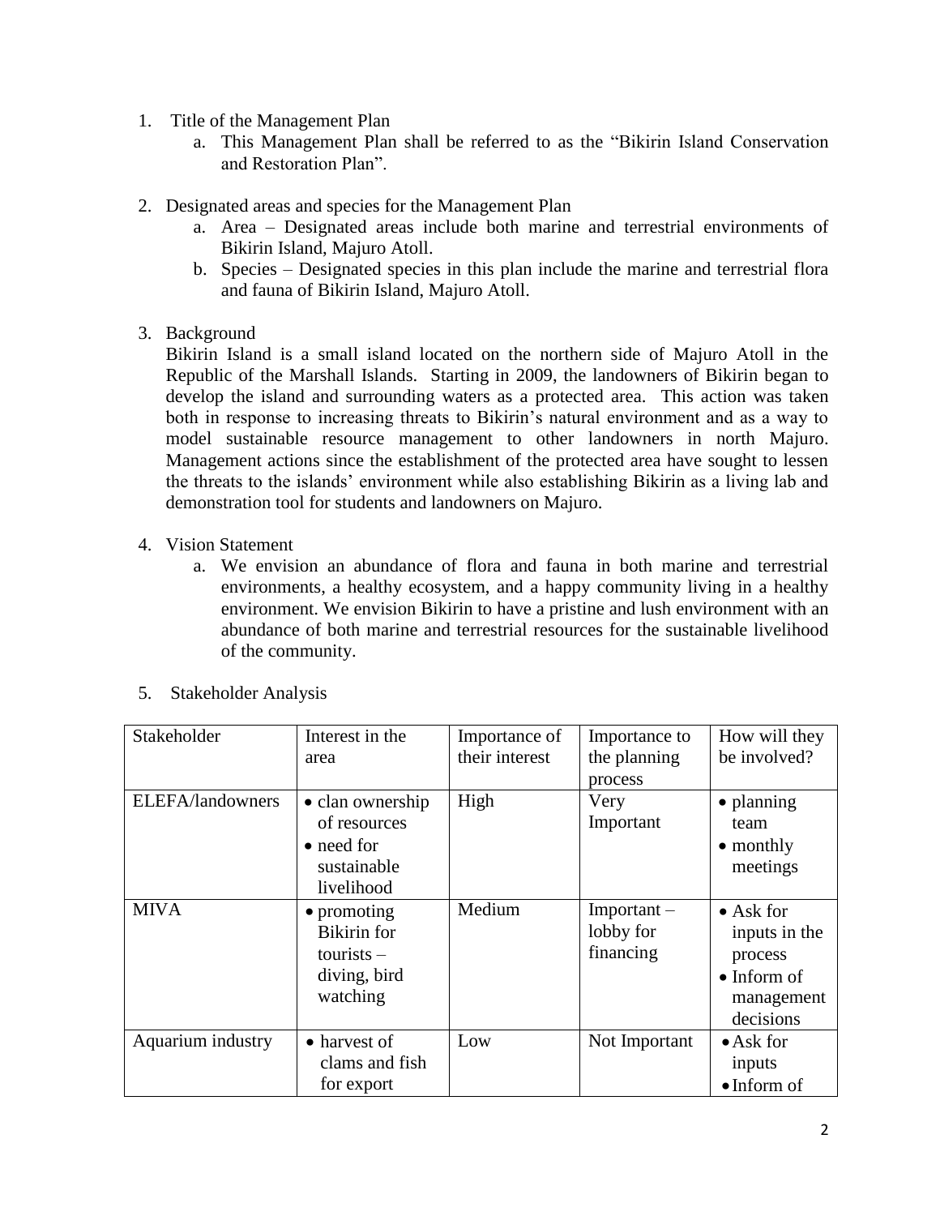1. Title of the Management Plan
    a. This Management Plan shall be referred to as the "Bikirin Island Conservation and Restoration Plan".

2. Designated areas and species for the Management Plan
    a. Area – Designated areas include both marine and terrestrial environments of Bikirin Island, Majuro Atoll.
    b. Species – Designated species in this plan include the marine and terrestrial flora and fauna of Bikirin Island, Majuro Atoll.

3. Background

    Bikirin Island is a small island located on the northern side of Majuro Atoll in the Republic of the Marshall Islands. Starting in 2009, the landowners of Bikirin began to develop the island and surrounding waters as a protected area. This action was taken both in response to increasing threats to Bikirin's natural environment and as a way to model sustainable resource management to other landowners in north Majuro. Management actions since the establishment of the protected area have sought to lessen the threats to the islands' environment while also establishing Bikirin as a living lab and demonstration tool for students and landowners on Majuro.

4. Vision Statement
    a. We envision an abundance of flora and fauna in both marine and terrestrial environments, a healthy ecosystem, and a happy community living in a healthy environment. We envision Bikirin to have a pristine and lush environment with an abundance of both marine and terrestrial resources for the sustainable livelihood of the community.

5. Stakeholder Analysis

| Stakeholder | Interest in the area | Importance of their interest | Importance to the planning process | How will they be involved? |
|---|---|---|---|---|
| ELEFA/landowners | • clan ownership of resources<br>• need for sustainable livelihood | High | Very Important | • planning team<br>• monthly meetings |
| MIVA | • promoting Bikirin for tourists – diving, bird watching | Medium | Important – lobby for financing | • Ask for inputs in the process<br>• Inform of management decisions |
| Aquarium industry | • harvest of clams and fish for export | Low | Not Important | • Ask for inputs<br>• Inform of |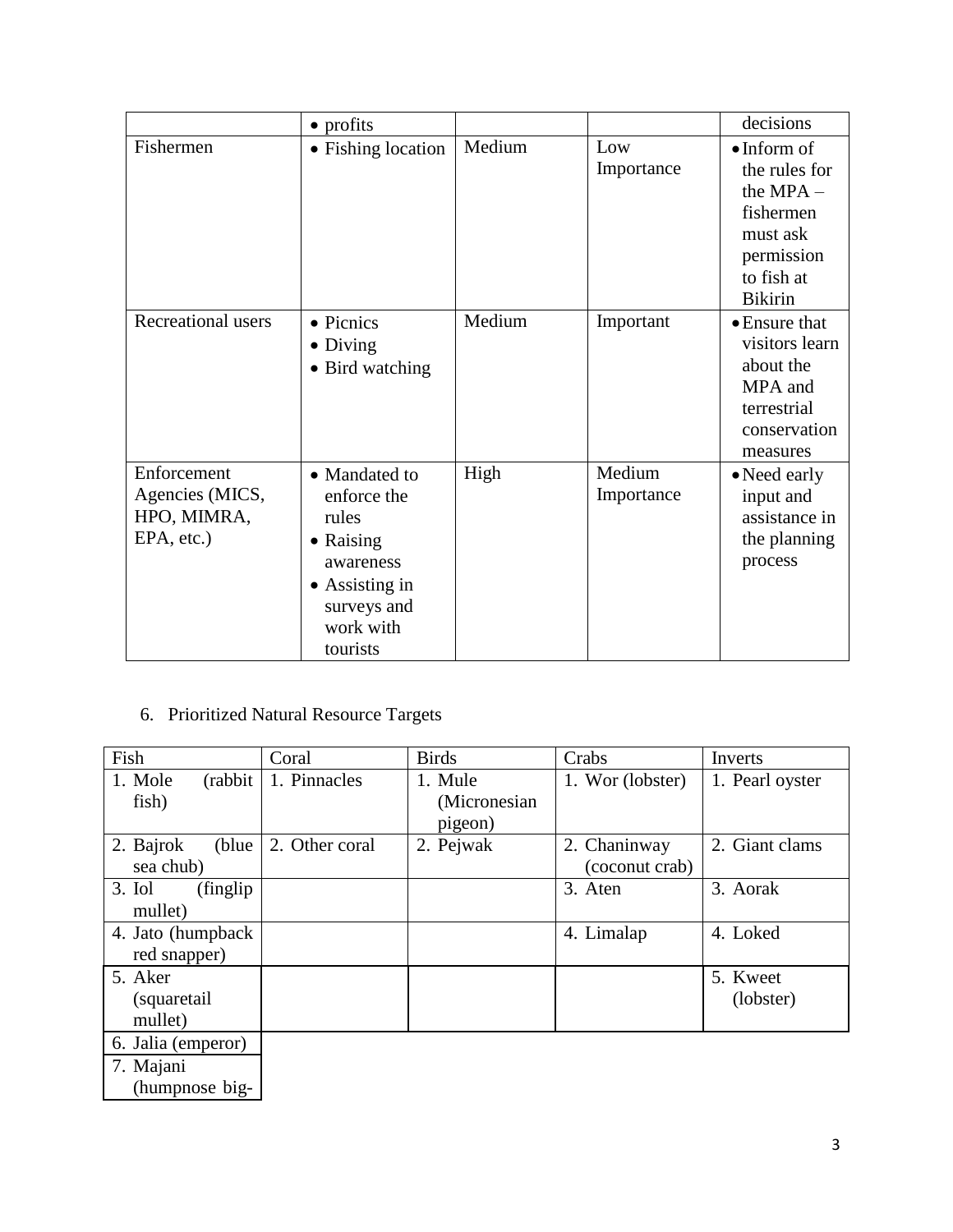| | • profits | | | decisions |
|---|---|---|---|---|
| Fishermen | • Fishing location | Medium | Low Importance | • Inform of the rules for the MPA – fishermen must ask permission to fish at Bikirin |
| Recreational users | • Picnics<br>• Diving<br>• Bird watching | Medium | Important | • Ensure that visitors learn about the MPA and terrestrial conservation measures |
| Enforcement Agencies (MICS, HPO, MIMRA, EPA, etc.) | • Mandated to enforce the rules<br>• Raising awareness<br>• Assisting in surveys and work with tourists | High | Medium Importance | • Need early input and assistance in the planning process |

6. Prioritized Natural Resource Targets

| Fish | Coral | Birds | Crabs | Inverts |
|---|---|---|---|---|
| 1. Mole (rabbit fish) | 1. Pinnacles | 1. Mule (Micronesian pigeon) | 1. Wor (lobster) | 1. Pearl oyster |
| 2. Bajrok (blue sea chub) | 2. Other coral | 2. Pejwak | 2. Chaninway (coconut crab) | 2. Giant clams |
| 3. Iol (finglip mullet) | | | 3. Aten | 3. Aorak |
| 4. Jato (humpback red snapper) | | | 4. Limalap | 4. Loked |
| 5. Aker (squaretail mullet) | | | | 5. Kweet (lobster) |
| 6. Jalia (emperor) | | | | |
| 7. Majani (humpnose big- | | | | |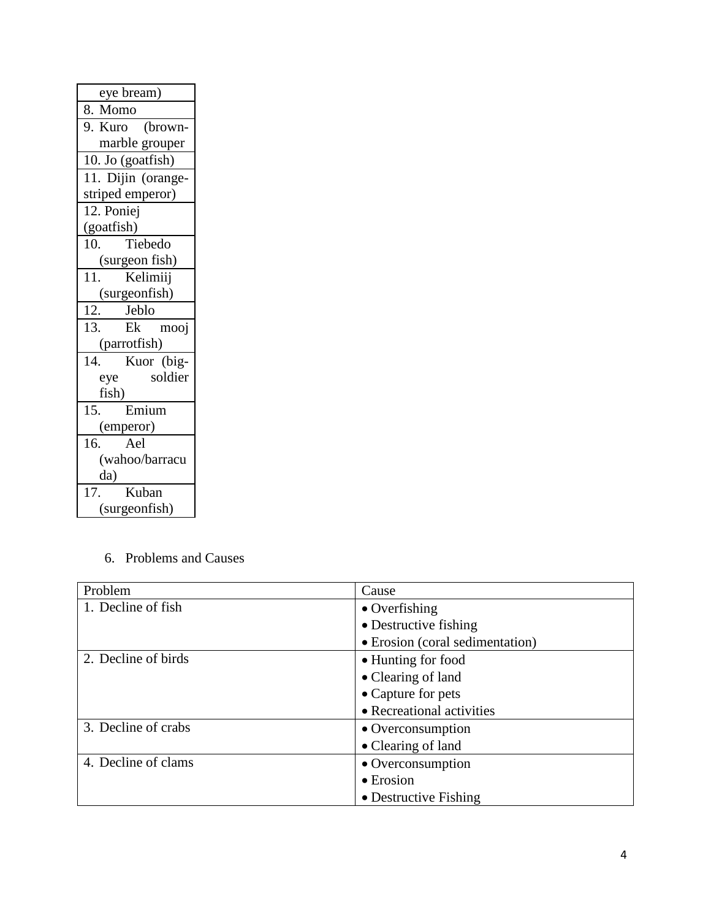| eye bream) |
|---|
| 8. Momo |
| 9. Kuro (brown-marble grouper |
| 10. Jo (goatfish) |
| 11. Dijin (orange-striped emperor) |
| 12. Poniej (goatfish) |
| 10. Tiebedo (surgeon fish) |
| 11. Kelimiij (surgeonfish) |
| 12. Jeblo |
| 13. Ek mooj (parrotfish) |
| 14. Kuor (big-eye soldier fish) |
| 15. Emium (emperor) |
| 16. Ael (wahoo/barracuda) |
| 17. Kuban (surgeonfish) |

6. Problems and Causes

| Problem | Cause |
|---|---|
| 1. Decline of fish | • Overfishing<br>• Destructive fishing<br>• Erosion (coral sedimentation) |
| 2. Decline of birds | • Hunting for food<br>• Clearing of land<br>• Capture for pets<br>• Recreational activities |
| 3. Decline of crabs | • Overconsumption<br>• Clearing of land |
| 4. Decline of clams | • Overconsumption<br>• Erosion<br>• Destructive Fishing |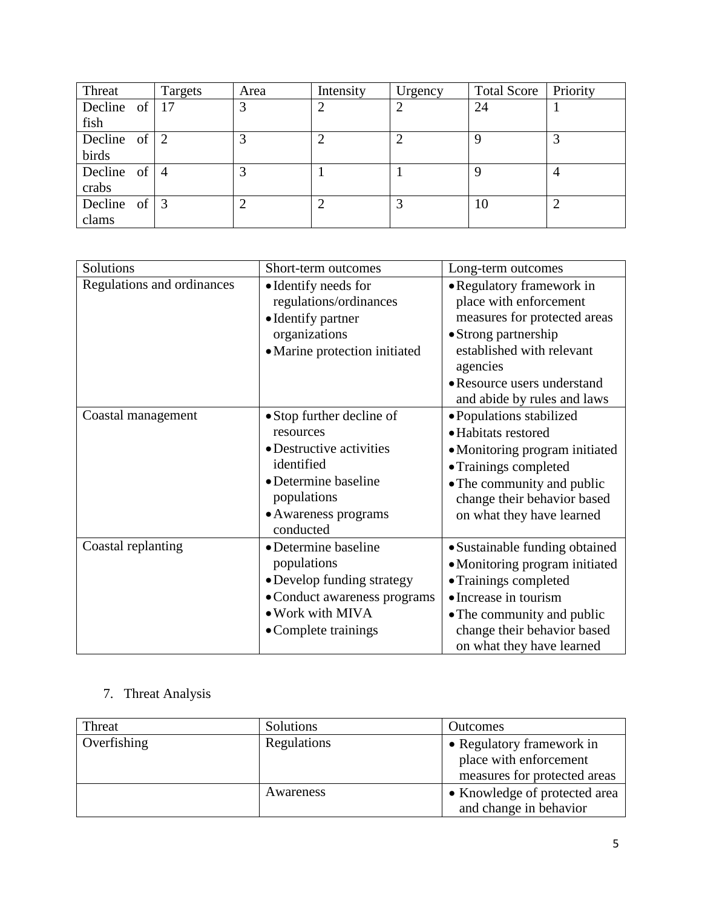| Threat | Targets | Area | Intensity | Urgency | Total Score | Priority |
| --- | --- | --- | --- | --- | --- | --- |
| Decline of fish | 17 | 3 | 2 | 2 | 24 | 1 |
| Decline of birds | 2 | 3 | 2 | 2 | 9 | 3 |
| Decline of crabs | 4 | 3 | 1 | 1 | 9 | 4 |
| Decline of clams | 3 | 2 | 2 | 3 | 10 | 2 |

| Solutions | Short-term outcomes | Long-term outcomes |
| --- | --- | --- |
| Regulations and ordinances | • Identify needs for regulations/ordinances<br>• Identify partner organizations<br>• Marine protection initiated | • Regulatory framework in place with enforcement measures for protected areas<br>• Strong partnership established with relevant agencies<br>• Resource users understand and abide by rules and laws |
| Coastal management | • Stop further decline of resources<br>• Destructive activities identified<br>• Determine baseline populations<br>• Awareness programs conducted | • Populations stabilized<br>• Habitats restored<br>• Monitoring program initiated<br>• Trainings completed<br>• The community and public change their behavior based on what they have learned |
| Coastal replanting | • Determine baseline populations<br>• Develop funding strategy<br>• Conduct awareness programs<br>• Work with MIVA<br>• Complete trainings | • Sustainable funding obtained<br>• Monitoring program initiated<br>• Trainings completed<br>• Increase in tourism<br>• The community and public change their behavior based on what they have learned |

7. Threat Analysis

| Threat | Solutions | Outcomes |
| --- | --- | --- |
| Overfishing | Regulations | • Regulatory framework in place with enforcement measures for protected areas |
| | Awareness | • Knowledge of protected area and change in behavior |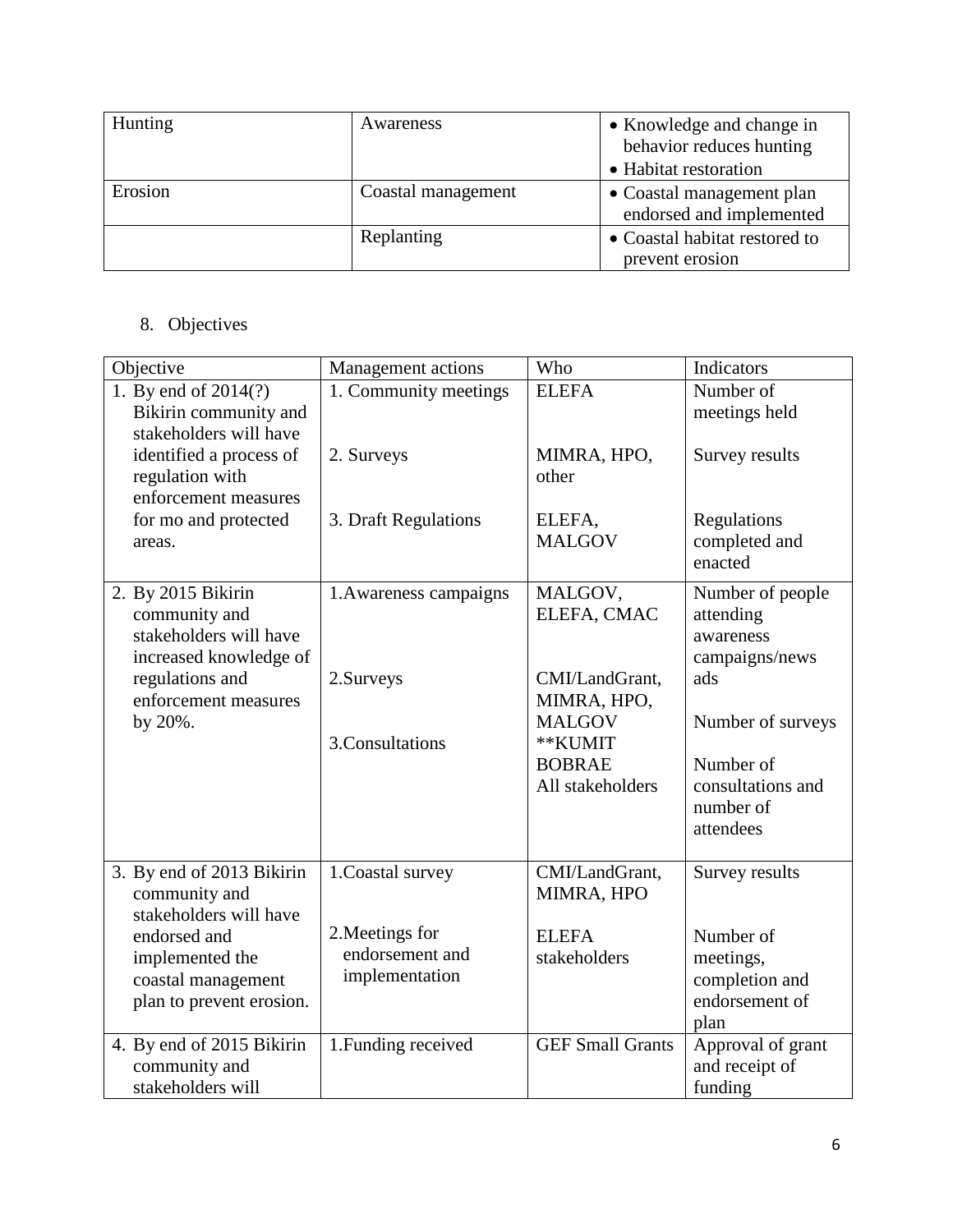| Hunting | Awareness | • Knowledge and change in behavior reduces hunting<br>• Habitat restoration |
|---|---|---|
| Erosion | Coastal management | • Coastal management plan endorsed and implemented |
| | Replanting | • Coastal habitat restored to prevent erosion |

8. Objectives

| Objective | Management actions | Who | Indicators |
|---|---|---|---|
| 1. By end of 2014(?) Bikirin community and stakeholders will have identified a process of regulation with enforcement measures for mo and protected areas. | 1. Community meetings<br><br>2. Surveys<br><br>3. Draft Regulations | ELEFA<br><br>MIMRA, HPO, other<br><br>ELEFA, MALGOV | Number of meetings held<br><br>Survey results<br><br>Regulations completed and enacted |
| 2. By 2015 Bikirin community and stakeholders will have increased knowledge of regulations and enforcement measures by 20%. | 1.Awareness campaigns<br><br>2.Surveys<br><br>3.Consultations | MALGOV, ELEFA, CMAC<br><br>CMI/LandGrant, MIMRA, HPO, MALGOV<br>**KUMIT<br>BOBRAE<br>All stakeholders | Number of people attending awareness campaigns/news ads<br><br>Number of surveys<br><br>Number of consultations and number of attendees |
| 3. By end of 2013 Bikirin community and stakeholders will have endorsed and implemented the coastal management plan to prevent erosion. | 1.Coastal survey<br><br>2.Meetings for endorsement and implementation | CMI/LandGrant, MIMRA, HPO<br><br>ELEFA stakeholders | Survey results<br><br>Number of meetings, completion and endorsement of plan |
| 4. By end of 2015 Bikirin community and stakeholders will | 1.Funding received | GEF Small Grants | Approval of grant and receipt of funding |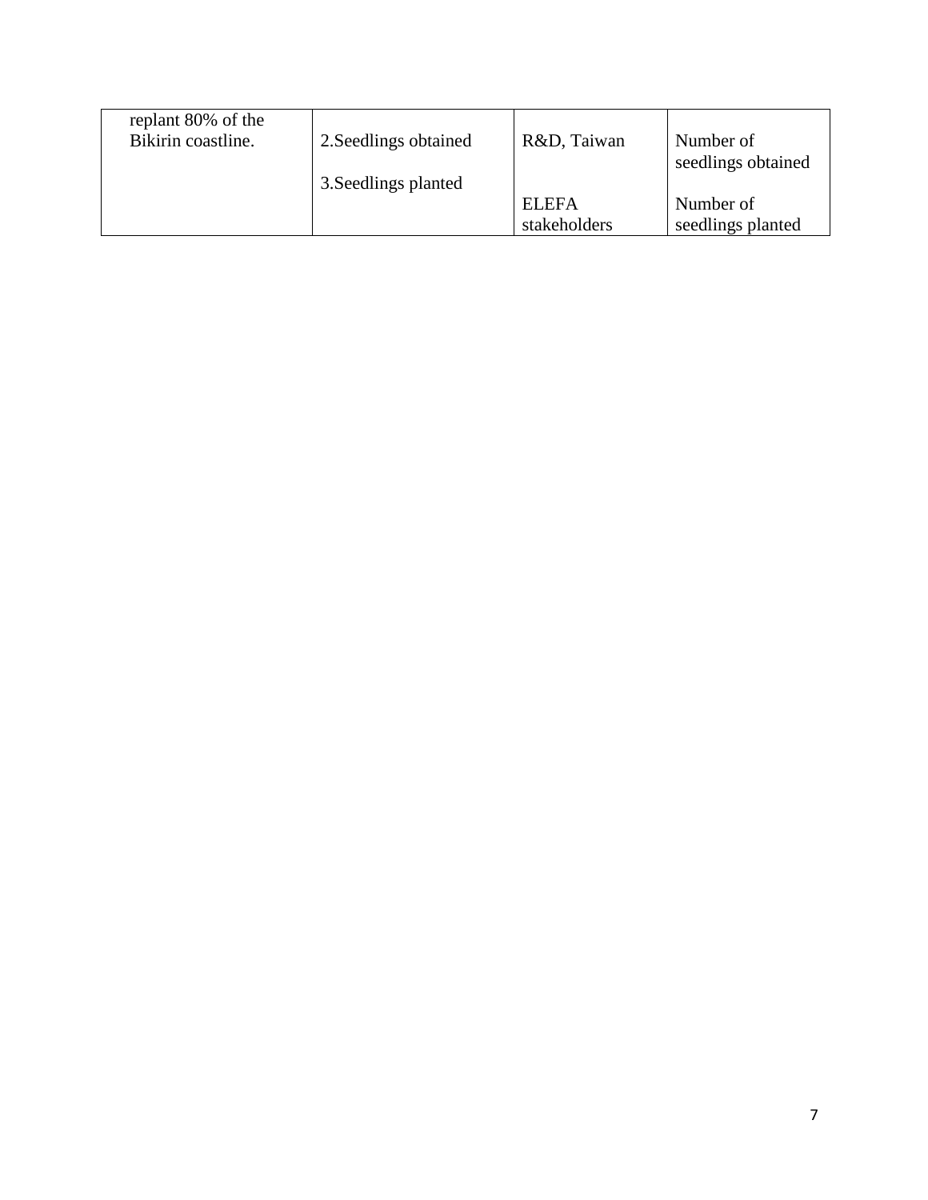| | | | |
|---|---|---|---|
| replant 80% of the Bikirin coastline. | 2.Seedlings obtained<br><br>3.Seedlings planted | R&D, Taiwan<br><br>ELEFA stakeholders | Number of seedlings obtained<br><br>Number of seedlings planted |